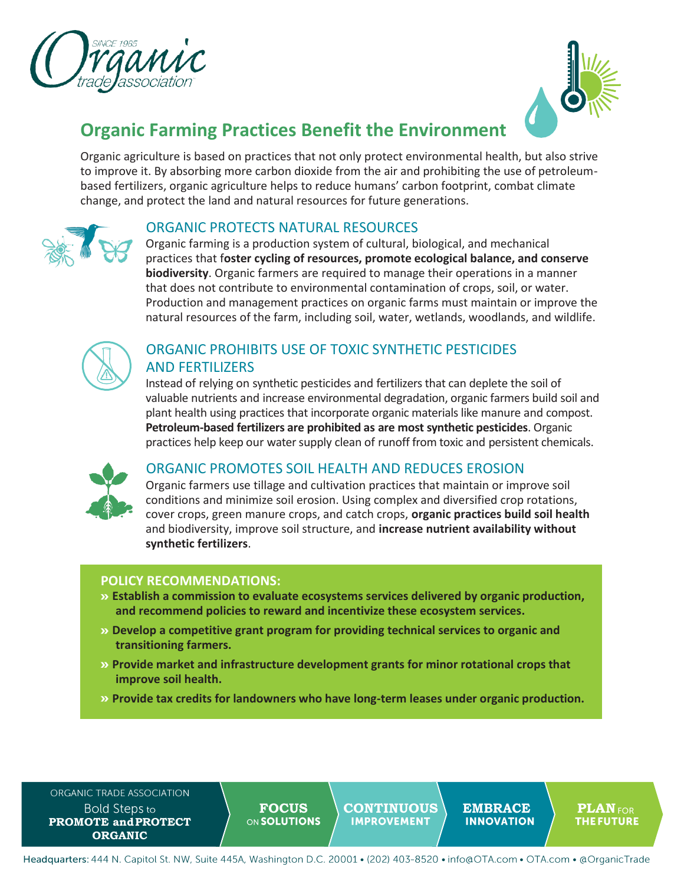# Organic Farming Practices Benefit the Environment

Organic agriculture is based on practices that not only protect environmental health, but also strive to improve it. By absorbing more carbon dioxide from the air and prohibiting the use of petroleum-based fertilizers, organic agriculture helps to reduce humans' carbon footprint, combat climate change, and protect the land and natural resources for future generations.

## ORGANIC PROTECTS NATURAL RESOURCES

Organic farming is a production system of cultural, biological, and mechanical practices that f**oster cycling of resources, promote ecological balance, and conserve biodiversity**. Organic farmers are required to manage their operations in a manner that does not contribute to environmental contamination of crops, soil, or water. Production and management practices on organic farms must maintain or improve the natural resources of the farm, including soil, water, wetlands, woodlands, and wildlife.

## ORGANIC PROHIBITS USE OF TOXIC SYNTHETIC PESTICIDES AND FERTILIZERS

Instead of relying on synthetic pesticides and fertilizers that can deplete the soil of valuable nutrients and increase environmental degradation, organic farmers build soil and plant health using practices that incorporate organic materials like manure and compost. **Petroleum-based fertilizers are prohibited as are most synthetic pesticides**. Organic practices help keep our water supply clean of runoff from toxic and persistent chemicals.

## ORGANIC PROMOTES SOIL HEALTH AND REDUCES EROSION

Organic farmers use tillage and cultivation practices that maintain or improve soil conditions and minimize soil erosion. Using complex and diversified crop rotations, cover crops, green manure crops, and catch crops, **organic practices build soil health** and biodiversity, improve soil structure, and **increase nutrient availability without synthetic fertilizers**.

**POLICY RECOMMENDATIONS:**

- **Establish a commission to evaluate ecosystems services delivered by organic production, and recommend policies to reward and incentivize these ecosystem services.**
- **Develop a competitive grant program for providing technical services to organic and transitioning farmers.**
- **Provide market and infrastructure development grants for minor rotational crops that improve soil health.**
- **Provide tax credits for landowners who have long-term leases under organic production.**

ORGANIC TRADE ASSOCIATION Bold Steps to **PROMOTE and PROTECT ORGANIC** | **FOCUS** ON **SOLUTIONS** | **CONTINUOUS IMPROVEMENT** | **EMBRACE INNOVATION** | **PLAN** FOR **THE FUTURE**

Headquarters: 444 N. Capitol St. NW, Suite 445A, Washington D.C. 20001 • (202) 403-8520 • info@OTA.com • OTA.com • @OrganicTrade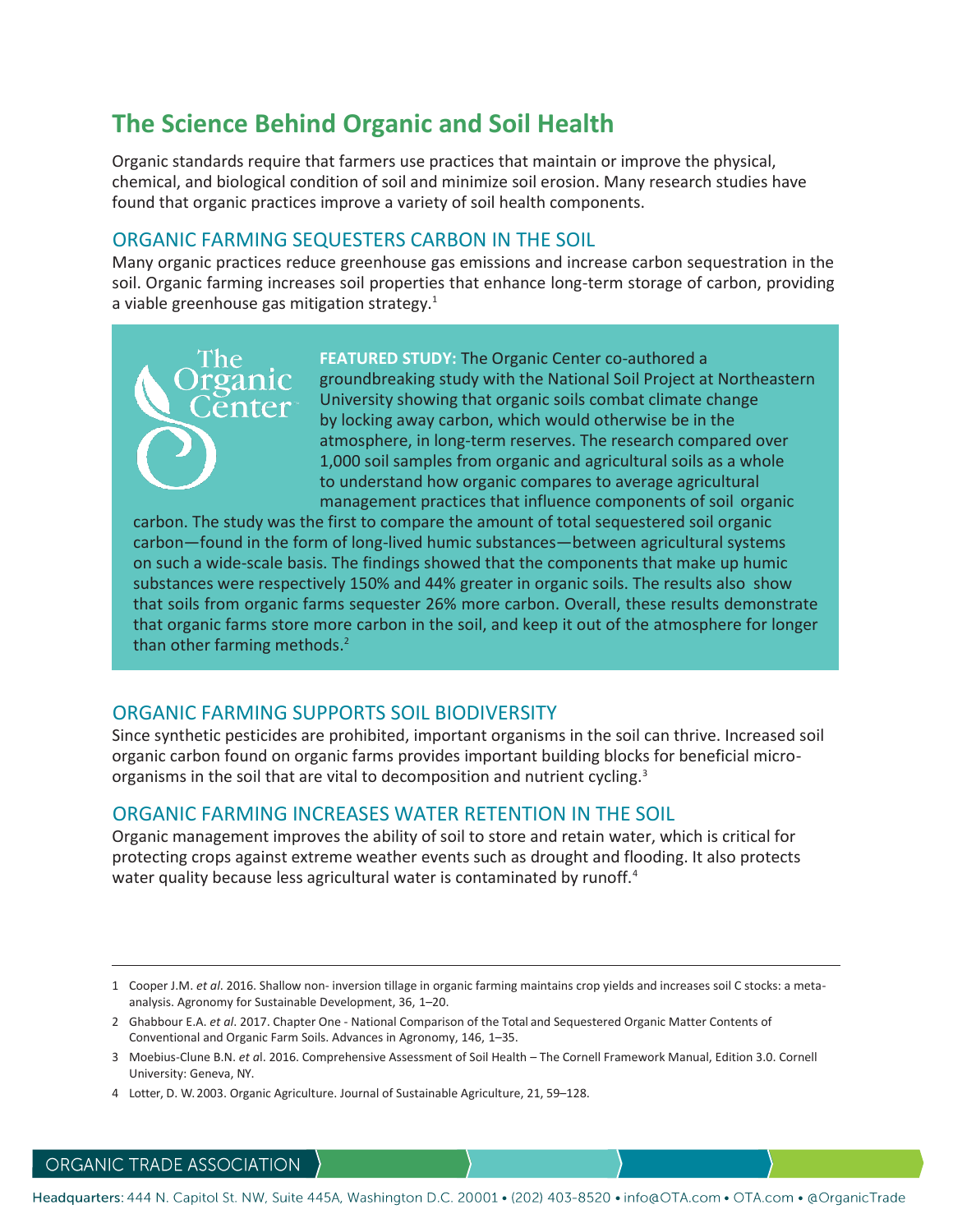# The Science Behind Organic and Soil Health

Organic standards require that farmers use practices that maintain or improve the physical, chemical, and biological condition of soil and minimize soil erosion. Many research studies have found that organic practices improve a variety of soil health components.

## ORGANIC FARMING SEQUESTERS CARBON IN THE SOIL

Many organic practices reduce greenhouse gas emissions and increase carbon sequestration in the soil. Organic farming increases soil properties that enhance long-term storage of carbon, providing a viable greenhouse gas mitigation strategy.[1]

The Organic Center

**FEATURED STUDY:** The Organic Center co-authored a groundbreaking study with the National Soil Project at Northeastern University showing that organic soils combat climate change by locking away carbon, which would otherwise be in the atmosphere, in long-term reserves. The research compared over 1,000 soil samples from organic and agricultural soils as a whole to understand how organic compares to average agricultural management practices that influence components of soil organic carbon. The study was the first to compare the amount of total sequestered soil organic carbon—found in the form of long-lived humic substances—between agricultural systems on such a wide-scale basis. The findings showed that the components that make up humic substances were respectively 150% and 44% greater in organic soils. The results also show that soils from organic farms sequester 26% more carbon. Overall, these results demonstrate that organic farms store more carbon in the soil, and keep it out of the atmosphere for longer than other farming methods.[2]

## ORGANIC FARMING SUPPORTS SOIL BIODIVERSITY

Since synthetic pesticides are prohibited, important organisms in the soil can thrive. Increased soil organic carbon found on organic farms provides important building blocks for beneficial micro-organisms in the soil that are vital to decomposition and nutrient cycling.[3]

## ORGANIC FARMING INCREASES WATER RETENTION IN THE SOIL

Organic management improves the ability of soil to store and retain water, which is critical for protecting crops against extreme weather events such as drought and flooding. It also protects water quality because less agricultural water is contaminated by runoff.[4]

---

1 Cooper J.M. *et al*. 2016. Shallow non- inversion tillage in organic farming maintains crop yields and increases soil C stocks: a meta-analysis. Agronomy for Sustainable Development, 36, 1–20.

2 Ghabbour E.A. *et al*. 2017. Chapter One - National Comparison of the Total and Sequestered Organic Matter Contents of Conventional and Organic Farm Soils. Advances in Agronomy, 146, 1–35.

3 Moebius-Clune B.N. *et a*l. 2016. Comprehensive Assessment of Soil Health – The Cornell Framework Manual, Edition 3.0. Cornell University: Geneva, NY.

4 Lotter, D. W. 2003. Organic Agriculture. Journal of Sustainable Agriculture, 21, 59–128.

ORGANIC TRADE ASSOCIATION

Headquarters: 444 N. Capitol St. NW, Suite 445A, Washington D.C. 20001 • (202) 403-8520 • info@OTA.com • OTA.com • @OrganicTrade